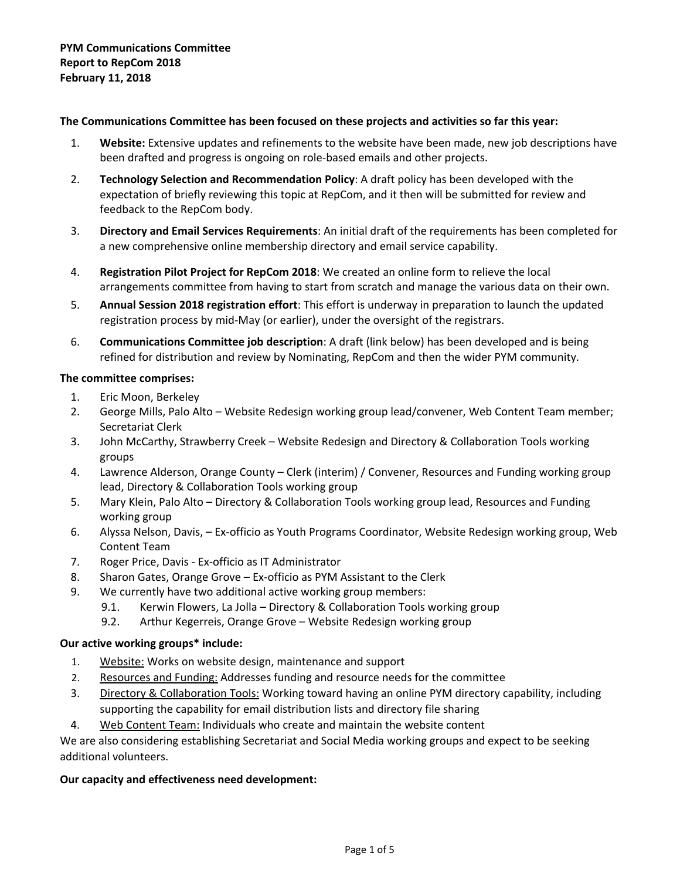**PYM Communications Committee**
**Report to RepCom 2018**
**February 11, 2018**

**The Communications Committee has been focused on these projects and activities so far this year:**

1. **Website:** Extensive updates and refinements to the website have been made, new job descriptions have been drafted and progress is ongoing on role-based emails and other projects.
2. **Technology Selection and Recommendation Policy**: A draft policy has been developed with the expectation of briefly reviewing this topic at RepCom, and it then will be submitted for review and feedback to the RepCom body.
3. **Directory and Email Services Requirements**: An initial draft of the requirements has been completed for a new comprehensive online membership directory and email service capability.
4. **Registration Pilot Project for RepCom 2018**: We created an online form to relieve the local arrangements committee from having to start from scratch and manage the various data on their own.
5. **Annual Session 2018 registration effort**: This effort is underway in preparation to launch the updated registration process by mid-May (or earlier), under the oversight of the registrars.
6. **Communications Committee job description**: A draft (link below) has been developed and is being refined for distribution and review by Nominating, RepCom and then the wider PYM community.

**The committee comprises:**

1. Eric Moon, Berkeley
2. George Mills, Palo Alto – Website Redesign working group lead/convener, Web Content Team member; Secretariat Clerk
3. John McCarthy, Strawberry Creek – Website Redesign and Directory & Collaboration Tools working groups
4. Lawrence Alderson, Orange County – Clerk (interim) / Convener, Resources and Funding working group lead, Directory & Collaboration Tools working group
5. Mary Klein, Palo Alto – Directory & Collaboration Tools working group lead, Resources and Funding working group
6. Alyssa Nelson, Davis, – Ex-officio as Youth Programs Coordinator, Website Redesign working group, Web Content Team
7. Roger Price, Davis - Ex-officio as IT Administrator
8. Sharon Gates, Orange Grove – Ex-officio as PYM Assistant to the Clerk
9. We currently have two additional active working group members:
   - 9.1. Kerwin Flowers, La Jolla – Directory & Collaboration Tools working group
   - 9.2. Arthur Kegerreis, Orange Grove – Website Redesign working group

**Our active working groups* include:**

1. Website: Works on website design, maintenance and support
2. Resources and Funding: Addresses funding and resource needs for the committee
3. Directory & Collaboration Tools: Working toward having an online PYM directory capability, including supporting the capability for email distribution lists and directory file sharing
4. Web Content Team: Individuals who create and maintain the website content

We are also considering establishing Secretariat and Social Media working groups and expect to be seeking additional volunteers.

**Our capacity and effectiveness need development:**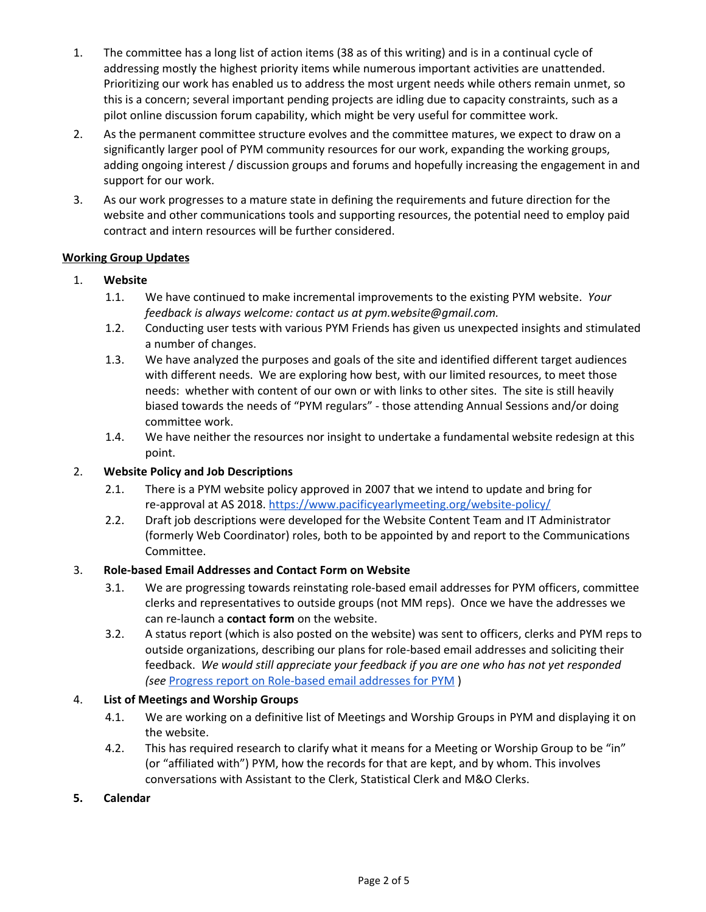1. The committee has a long list of action items (38 as of this writing) and is in a continual cycle of addressing mostly the highest priority items while numerous important activities are unattended. Prioritizing our work has enabled us to address the most urgent needs while others remain unmet, so this is a concern; several important pending projects are idling due to capacity constraints, such as a pilot online discussion forum capability, which might be very useful for committee work.
2. As the permanent committee structure evolves and the committee matures, we expect to draw on a significantly larger pool of PYM community resources for our work, expanding the working groups, adding ongoing interest / discussion groups and forums and hopefully increasing the engagement in and support for our work.
3. As our work progresses to a mature state in defining the requirements and future direction for the website and other communications tools and supporting resources, the potential need to employ paid contract and intern resources will be further considered.

**Working Group Updates**

1. **Website**
   - 1.1. We have continued to make incremental improvements to the existing PYM website. *Your feedback is always welcome: contact us at pym.website@gmail.com.*
   - 1.2. Conducting user tests with various PYM Friends has given us unexpected insights and stimulated a number of changes.
   - 1.3. We have analyzed the purposes and goals of the site and identified different target audiences with different needs. We are exploring how best, with our limited resources, to meet those needs: whether with content of our own or with links to other sites. The site is still heavily biased towards the needs of "PYM regulars" - those attending Annual Sessions and/or doing committee work.
   - 1.4. We have neither the resources nor insight to undertake a fundamental website redesign at this point.
2. **Website Policy and Job Descriptions**
   - 2.1. There is a PYM website policy approved in 2007 that we intend to update and bring for re-approval at AS 2018. https://www.pacificyearlymeeting.org/website-policy/
   - 2.2. Draft job descriptions were developed for the Website Content Team and IT Administrator (formerly Web Coordinator) roles, both to be appointed by and report to the Communications Committee.
3. **Role-based Email Addresses and Contact Form on Website**
   - 3.1. We are progressing towards reinstating role-based email addresses for PYM officers, committee clerks and representatives to outside groups (not MM reps). Once we have the addresses we can re-launch a **contact form** on the website.
   - 3.2. A status report (which is also posted on the website) was sent to officers, clerks and PYM reps to outside organizations, describing our plans for role-based email addresses and soliciting their feedback. *We would still appreciate your feedback if you are one who has not yet responded (see* Progress report on Role-based email addresses for PYM )
4. **List of Meetings and Worship Groups**
   - 4.1. We are working on a definitive list of Meetings and Worship Groups in PYM and displaying it on the website.
   - 4.2. This has required research to clarify what it means for a Meeting or Worship Group to be "in" (or "affiliated with") PYM, how the records for that are kept, and by whom. This involves conversations with Assistant to the Clerk, Statistical Clerk and M&O Clerks.
5. **Calendar**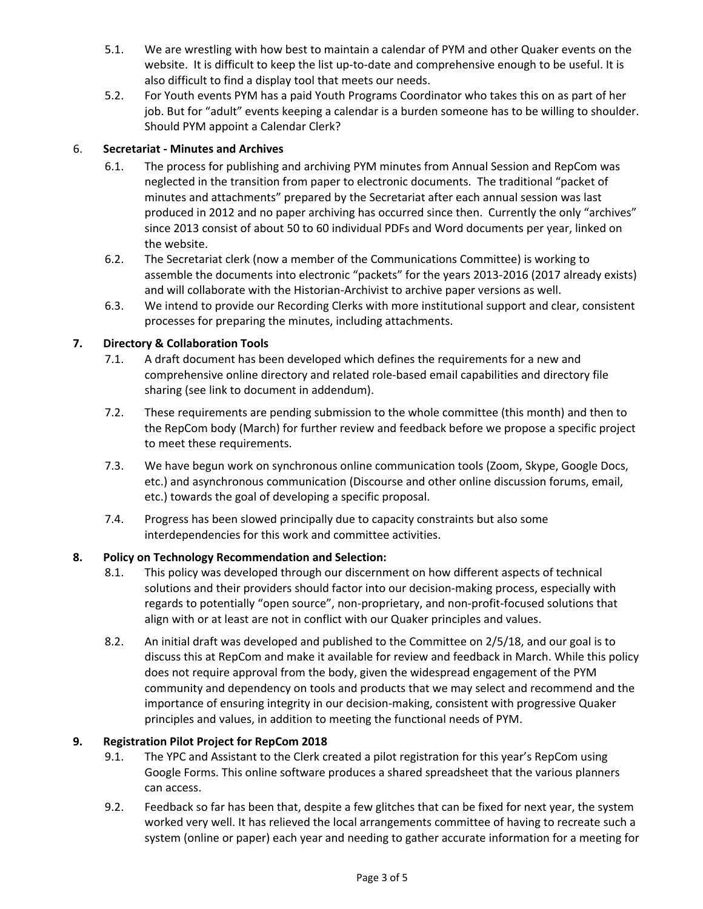5.1. We are wrestling with how best to maintain a calendar of PYM and other Quaker events on the website. It is difficult to keep the list up-to-date and comprehensive enough to be useful. It is also difficult to find a display tool that meets our needs.

5.2. For Youth events PYM has a paid Youth Programs Coordinator who takes this on as part of her job. But for "adult" events keeping a calendar is a burden someone has to be willing to shoulder. Should PYM appoint a Calendar Clerk?

6. **Secretariat - Minutes and Archives**

6.1. The process for publishing and archiving PYM minutes from Annual Session and RepCom was neglected in the transition from paper to electronic documents. The traditional "packet of minutes and attachments" prepared by the Secretariat after each annual session was last produced in 2012 and no paper archiving has occurred since then. Currently the only "archives" since 2013 consist of about 50 to 60 individual PDFs and Word documents per year, linked on the website.

6.2. The Secretariat clerk (now a member of the Communications Committee) is working to assemble the documents into electronic "packets" for the years 2013-2016 (2017 already exists) and will collaborate with the Historian-Archivist to archive paper versions as well.

6.3. We intend to provide our Recording Clerks with more institutional support and clear, consistent processes for preparing the minutes, including attachments.

**7. Directory & Collaboration Tools**

7.1. A draft document has been developed which defines the requirements for a new and comprehensive online directory and related role-based email capabilities and directory file sharing (see link to document in addendum).

7.2. These requirements are pending submission to the whole committee (this month) and then to the RepCom body (March) for further review and feedback before we propose a specific project to meet these requirements.

7.3. We have begun work on synchronous online communication tools (Zoom, Skype, Google Docs, etc.) and asynchronous communication (Discourse and other online discussion forums, email, etc.) towards the goal of developing a specific proposal.

7.4. Progress has been slowed principally due to capacity constraints but also some interdependencies for this work and committee activities.

**8. Policy on Technology Recommendation and Selection:**

8.1. This policy was developed through our discernment on how different aspects of technical solutions and their providers should factor into our decision-making process, especially with regards to potentially "open source", non-proprietary, and non-profit-focused solutions that align with or at least are not in conflict with our Quaker principles and values.

8.2. An initial draft was developed and published to the Committee on 2/5/18, and our goal is to discuss this at RepCom and make it available for review and feedback in March. While this policy does not require approval from the body, given the widespread engagement of the PYM community and dependency on tools and products that we may select and recommend and the importance of ensuring integrity in our decision-making, consistent with progressive Quaker principles and values, in addition to meeting the functional needs of PYM.

**9. Registration Pilot Project for RepCom 2018**

9.1. The YPC and Assistant to the Clerk created a pilot registration for this year's RepCom using Google Forms. This online software produces a shared spreadsheet that the various planners can access.

9.2. Feedback so far has been that, despite a few glitches that can be fixed for next year, the system worked very well. It has relieved the local arrangements committee of having to recreate such a system (online or paper) each year and needing to gather accurate information for a meeting for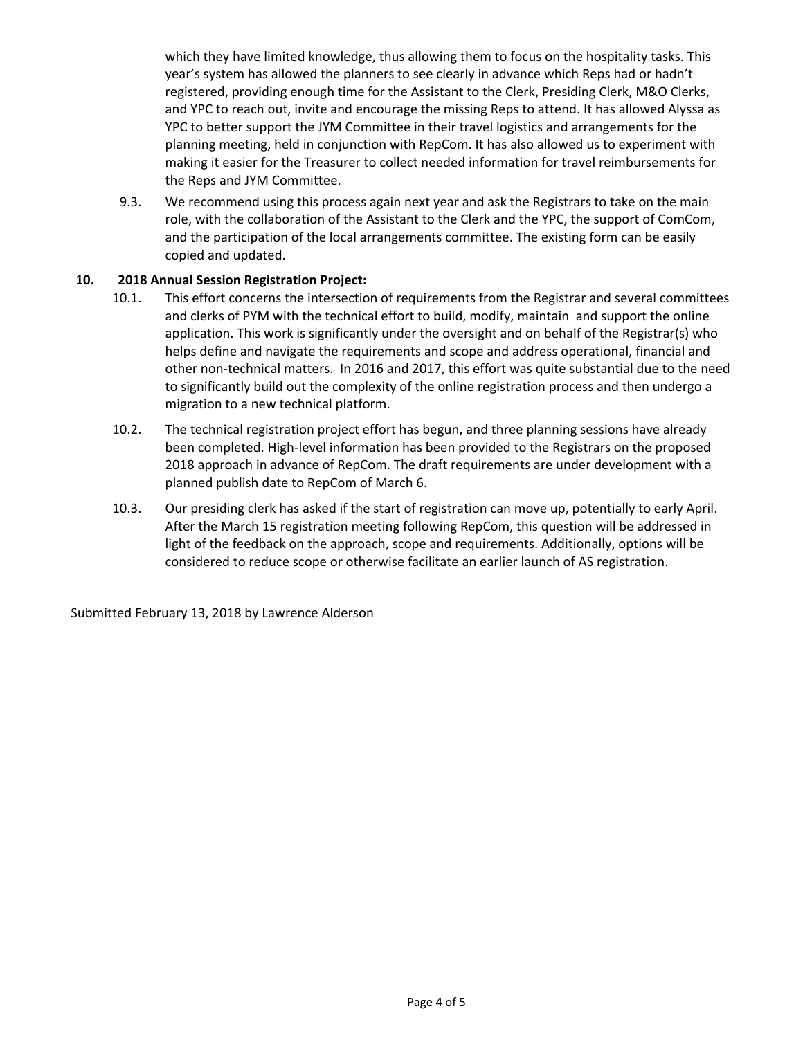which they have limited knowledge, thus allowing them to focus on the hospitality tasks. This year's system has allowed the planners to see clearly in advance which Reps had or hadn't registered, providing enough time for the Assistant to the Clerk, Presiding Clerk, M&O Clerks, and YPC to reach out, invite and encourage the missing Reps to attend. It has allowed Alyssa as YPC to better support the JYM Committee in their travel logistics and arrangements for the planning meeting, held in conjunction with RepCom. It has also allowed us to experiment with making it easier for the Treasurer to collect needed information for travel reimbursements for the Reps and JYM Committee.

9.3. We recommend using this process again next year and ask the Registrars to take on the main role, with the collaboration of the Assistant to the Clerk and the YPC, the support of ComCom, and the participation of the local arrangements committee. The existing form can be easily copied and updated.

**10. 2018 Annual Session Registration Project:**

10.1. This effort concerns the intersection of requirements from the Registrar and several committees and clerks of PYM with the technical effort to build, modify, maintain and support the online application. This work is significantly under the oversight and on behalf of the Registrar(s) who helps define and navigate the requirements and scope and address operational, financial and other non-technical matters. In 2016 and 2017, this effort was quite substantial due to the need to significantly build out the complexity of the online registration process and then undergo a migration to a new technical platform.

10.2. The technical registration project effort has begun, and three planning sessions have already been completed. High-level information has been provided to the Registrars on the proposed 2018 approach in advance of RepCom. The draft requirements are under development with a planned publish date to RepCom of March 6.

10.3. Our presiding clerk has asked if the start of registration can move up, potentially to early April. After the March 15 registration meeting following RepCom, this question will be addressed in light of the feedback on the approach, scope and requirements. Additionally, options will be considered to reduce scope or otherwise facilitate an earlier launch of AS registration.

Submitted February 13, 2018 by Lawrence Alderson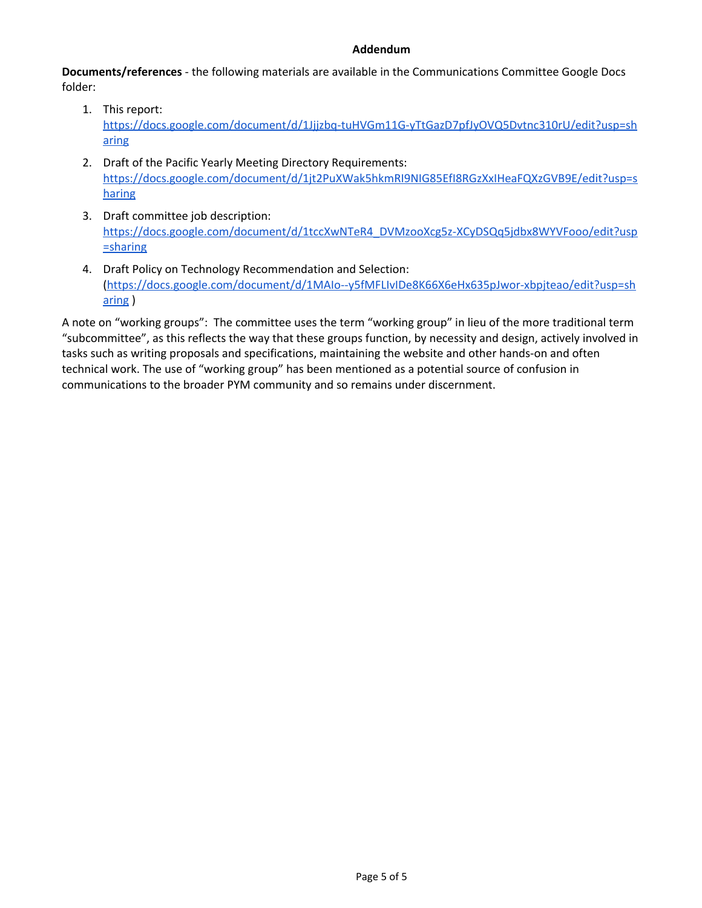**Addendum**

**Documents/references** - the following materials are available in the Communications Committee Google Docs folder:

1. This report: https://docs.google.com/document/d/1Jjjzbq-tuHVGm11G-yTtGazD7pfJyOVQ5Dvtnc310rU/edit?usp=sharing
2. Draft of the Pacific Yearly Meeting Directory Requirements: https://docs.google.com/document/d/1jt2PuXWak5hkmRI9NIG85EfI8RGzXxIHeaFQXzGVB9E/edit?usp=sharing
3. Draft committee job description: https://docs.google.com/document/d/1tccXwNTeR4_DVMzooXcg5z-XCyDSQq5jdbx8WYVFooo/edit?usp=sharing
4. Draft Policy on Technology Recommendation and Selection: (https://docs.google.com/document/d/1MAIo--y5fMFLIvIDe8K66X6eHx635pJwor-xbpjteao/edit?usp=sharing )

A note on “working groups”: The committee uses the term “working group” in lieu of the more traditional term “subcommittee”, as this reflects the way that these groups function, by necessity and design, actively involved in tasks such as writing proposals and specifications, maintaining the website and other hands-on and often technical work. The use of “working group” has been mentioned as a potential source of confusion in communications to the broader PYM community and so remains under discernment.